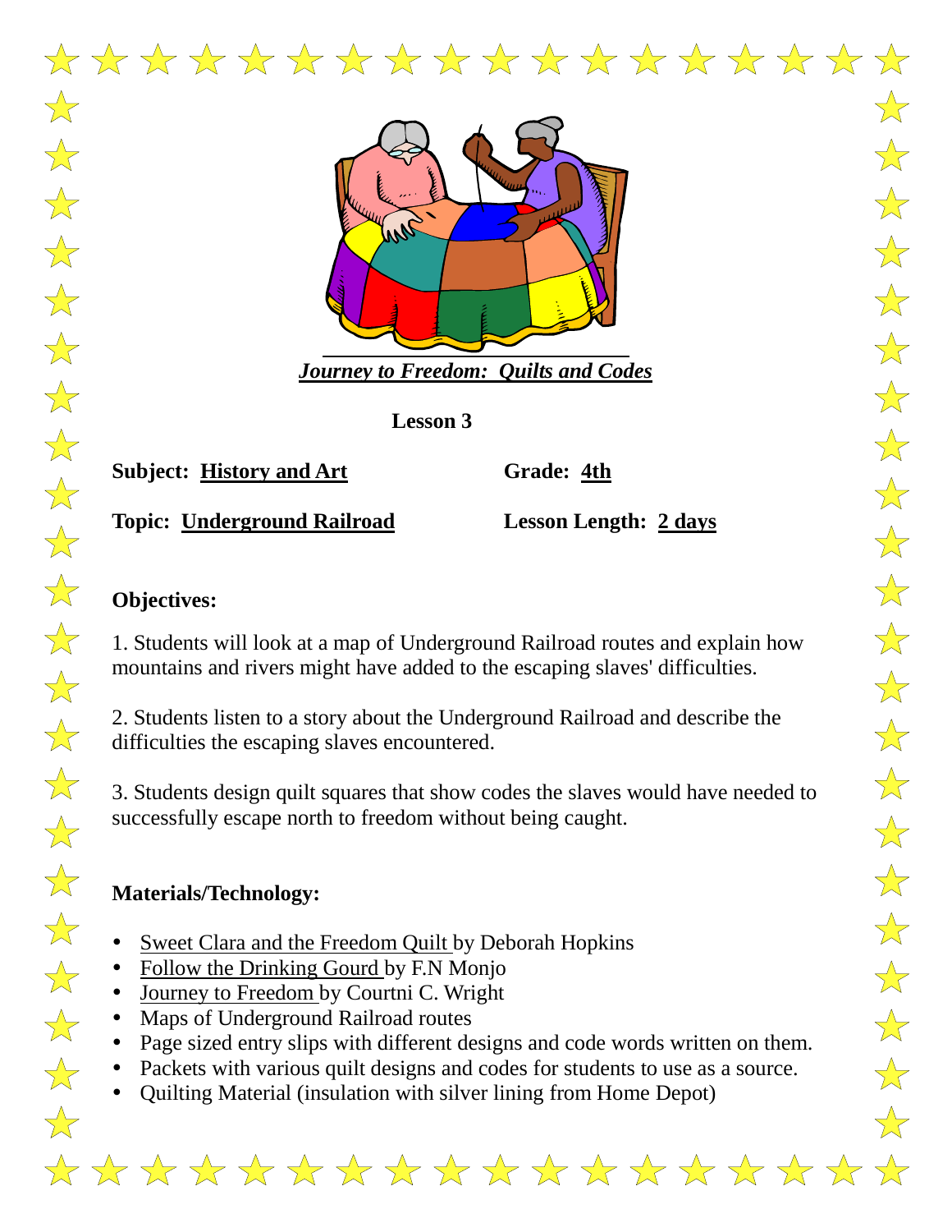***Journey to Freedom: Quilts and Codes***

**Lesson 3**

**Subject: History and Art** **Grade: 4th**

**Topic: Underground Railroad** **Lesson Length: 2 days**

**Objectives:**

1. Students will look at a map of Underground Railroad routes and explain how mountains and rivers might have added to the escaping slaves' difficulties.

2. Students listen to a story about the Underground Railroad and describe the difficulties the escaping slaves encountered.

3. Students design quilt squares that show codes the slaves would have needed to successfully escape north to freedom without being caught.

**Materials/Technology:**

- Sweet Clara and the Freedom Quilt by Deborah Hopkins
- Follow the Drinking Gourd by F.N Monjo
- Journey to Freedom by Courtni C. Wright
- Maps of Underground Railroad routes
- Page sized entry slips with different designs and code words written on them.
- Packets with various quilt designs and codes for students to use as a source.
- Quilting Material (insulation with silver lining from Home Depot)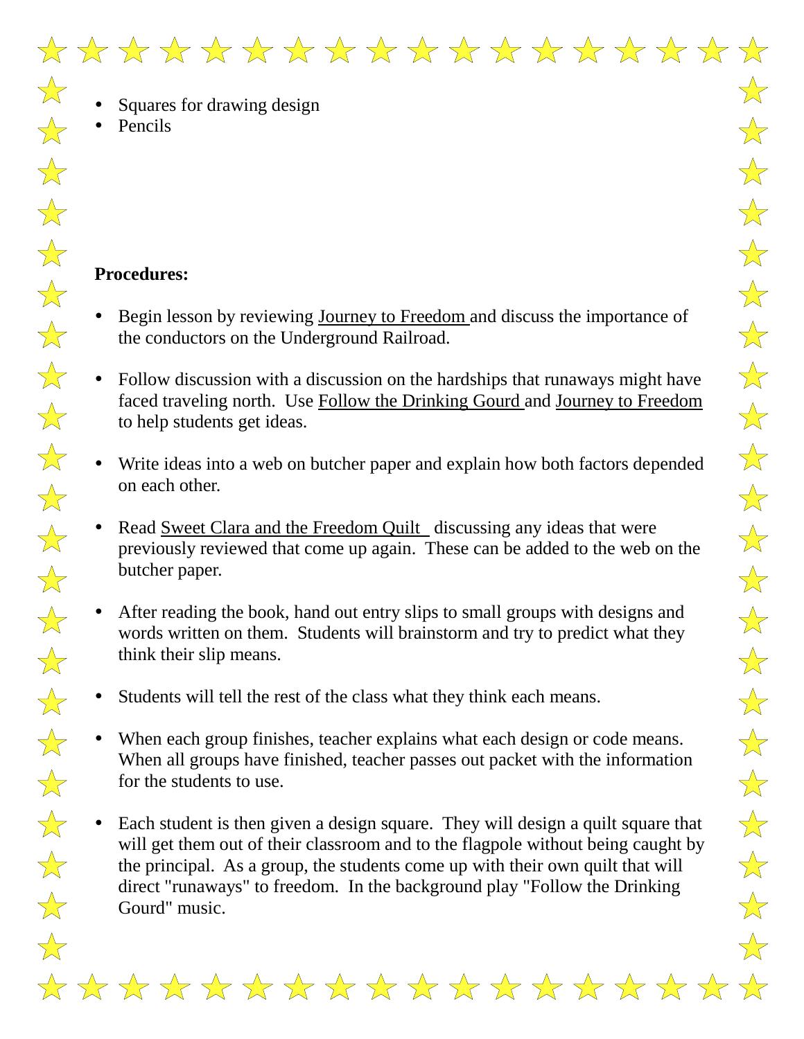- Squares for drawing design
- Pencils

**Procedures:**

- Begin lesson by reviewing Journey to Freedom and discuss the importance of the conductors on the Underground Railroad.

- Follow discussion with a discussion on the hardships that runaways might have faced traveling north. Use Follow the Drinking Gourd and Journey to Freedom to help students get ideas.

- Write ideas into a web on butcher paper and explain how both factors depended on each other.

- Read Sweet Clara and the Freedom Quilt discussing any ideas that were previously reviewed that come up again. These can be added to the web on the butcher paper.

- After reading the book, hand out entry slips to small groups with designs and words written on them. Students will brainstorm and try to predict what they think their slip means.

- Students will tell the rest of the class what they think each means.

- When each group finishes, teacher explains what each design or code means. When all groups have finished, teacher passes out packet with the information for the students to use.

- Each student is then given a design square. They will design a quilt square that will get them out of their classroom and to the flagpole without being caught by the principal. As a group, the students come up with their own quilt that will direct "runaways" to freedom. In the background play "Follow the Drinking Gourd" music.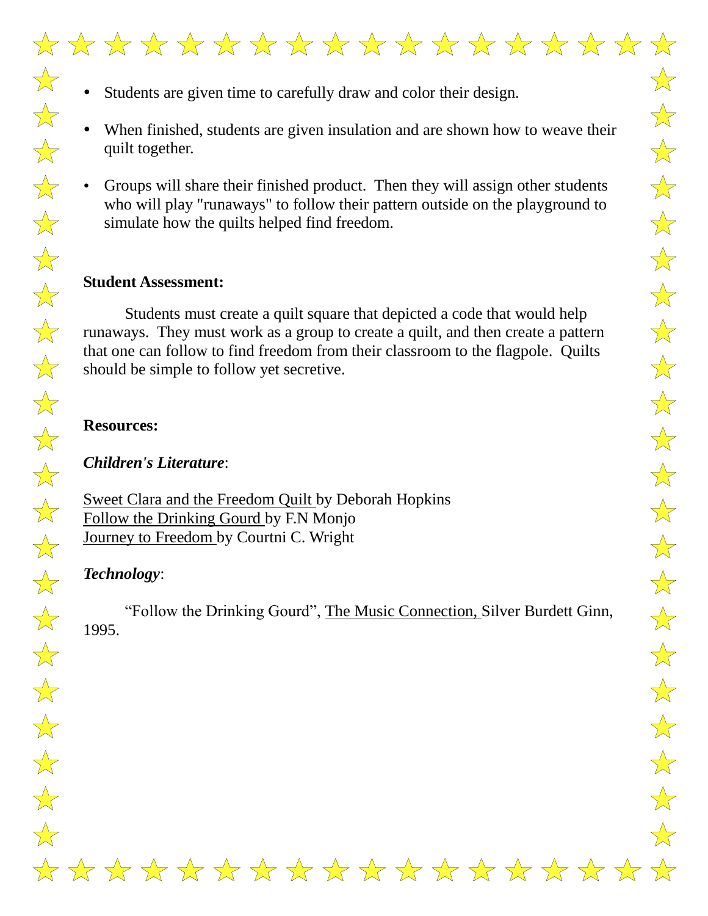- Students are given time to carefully draw and color their design.
- When finished, students are given insulation and are shown how to weave their quilt together.
- Groups will share their finished product. Then they will assign other students who will play "runaways" to follow their pattern outside on the playground to simulate how the quilts helped find freedom.

**Student Assessment:**

Students must create a quilt square that depicted a code that would help runaways. They must work as a group to create a quilt, and then create a pattern that one can follow to find freedom from their classroom to the flagpole. Quilts should be simple to follow yet secretive.

**Resources:**

***Children's Literature***:

Sweet Clara and the Freedom Quilt by Deborah Hopkins
Follow the Drinking Gourd by F.N Monjo
Journey to Freedom by Courtni C. Wright

***Technology***:

"Follow the Drinking Gourd", The Music Connection, Silver Burdett Ginn, 1995.